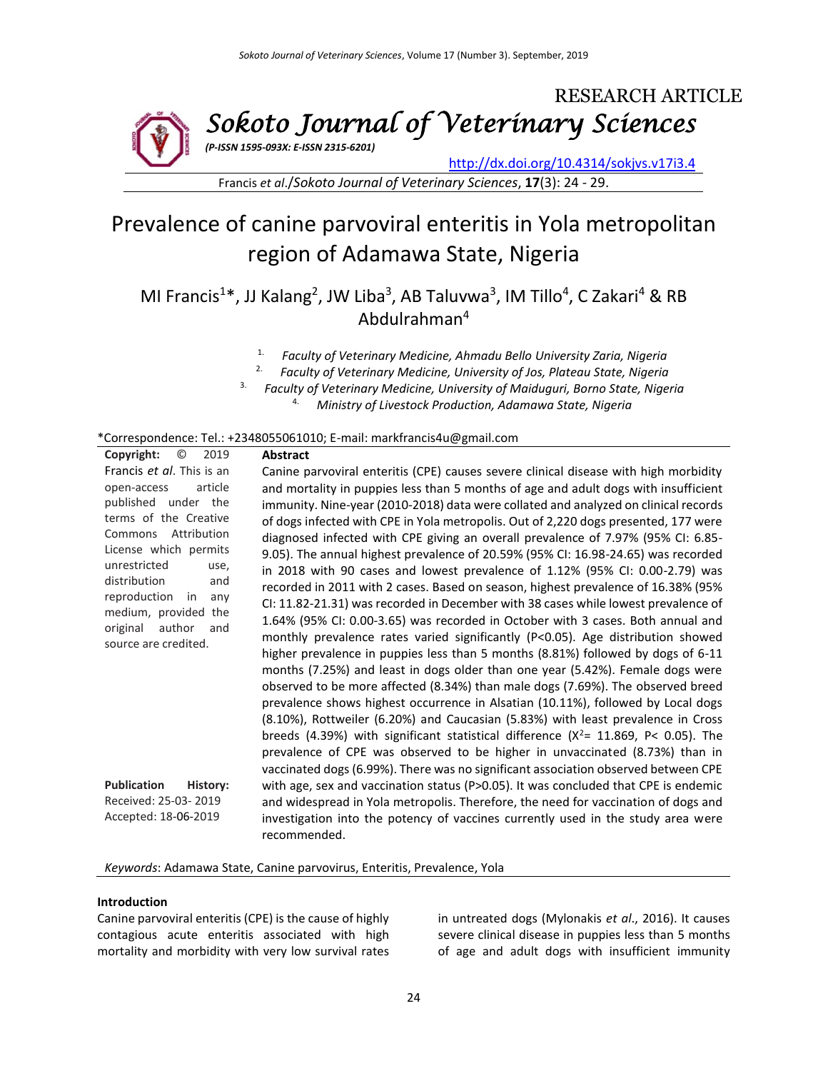RESEARCH ARTICLE

**Sokoto Journal of Veterinary Sciences**

*(P-ISSN 1595-093X: E-ISSN 2315-6201)*

http://dx.doi.org/10.4314/sokjvs.v17i3.4

Francis *et al*./*Sokoto Journal of Veterinary Sciences*, **17**(3): 24 - 29.

# Prevalence of canine parvoviral enteritis in Yola metropolitan region of Adamawa State, Nigeria

MI Francis[1]*, JJ Kalang[2], JW Liba[3], AB Taluvwa[3], IM Tillo[4], C Zakari[4] & RB Abdulrahman[4]

1. *Faculty of Veterinary Medicine, Ahmadu Bello University Zaria, Nigeria*
2. *Faculty of Veterinary Medicine, University of Jos, Plateau State, Nigeria*
3. *Faculty of Veterinary Medicine, University of Maiduguri, Borno State, Nigeria*
4. *Ministry of Livestock Production, Adamawa State, Nigeria*

*Correspondence: Tel.: +2348055061010; E-mail: markfrancis4u@gmail.com

**Copyright:** © 2019 Francis *et al*. This is an open-access article published under the terms of the Creative Commons Attribution License which permits unrestricted use, distribution and reproduction in any medium, provided the original author and source are credited.

**Publication History:**
Received: 25-03- 2019
Accepted: 18-06-2019

**Abstract**

Canine parvoviral enteritis (CPE) causes severe clinical disease with high morbidity and mortality in puppies less than 5 months of age and adult dogs with insufficient immunity. Nine-year (2010-2018) data were collated and analyzed on clinical records of dogs infected with CPE in Yola metropolis. Out of 2,220 dogs presented, 177 were diagnosed infected with CPE giving an overall prevalence of 7.97% (95% CI: 6.85-9.05). The annual highest prevalence of 20.59% (95% CI: 16.98-24.65) was recorded in 2018 with 90 cases and lowest prevalence of 1.12% (95% CI: 0.00-2.79) was recorded in 2011 with 2 cases. Based on season, highest prevalence of 16.38% (95% CI: 11.82-21.31) was recorded in December with 38 cases while lowest prevalence of 1.64% (95% CI: 0.00-3.65) was recorded in October with 3 cases. Both annual and monthly prevalence rates varied significantly ($P<0.05$). Age distribution showed higher prevalence in puppies less than 5 months (8.81%) followed by dogs of 6-11 months (7.25%) and least in dogs older than one year (5.42%). Female dogs were observed to be more affected (8.34%) than male dogs (7.69%). The observed breed prevalence shows highest occurrence in Alsatian (10.11%), followed by Local dogs (8.10%), Rottweiler (6.20%) and Caucasian (5.83%) with least prevalence in Cross breeds (4.39%) with significant statistical difference ($X^2$= 11.869, $P< 0.05$). The prevalence of CPE was observed to be higher in unvaccinated (8.73%) than in vaccinated dogs (6.99%). There was no significant association observed between CPE with age, sex and vaccination status ($P>0.05$). It was concluded that CPE is endemic and widespread in Yola metropolis. Therefore, the need for vaccination of dogs and investigation into the potency of vaccines currently used in the study area were recommended.

*Keywords*: Adamawa State, Canine parvovirus, Enteritis, Prevalence, Yola

## Introduction

Canine parvoviral enteritis (CPE) is the cause of highly contagious acute enteritis associated with high mortality and morbidity with very low survival rates in untreated dogs (Mylonakis *et al*., 2016). It causes severe clinical disease in puppies less than 5 months of age and adult dogs with insufficient immunity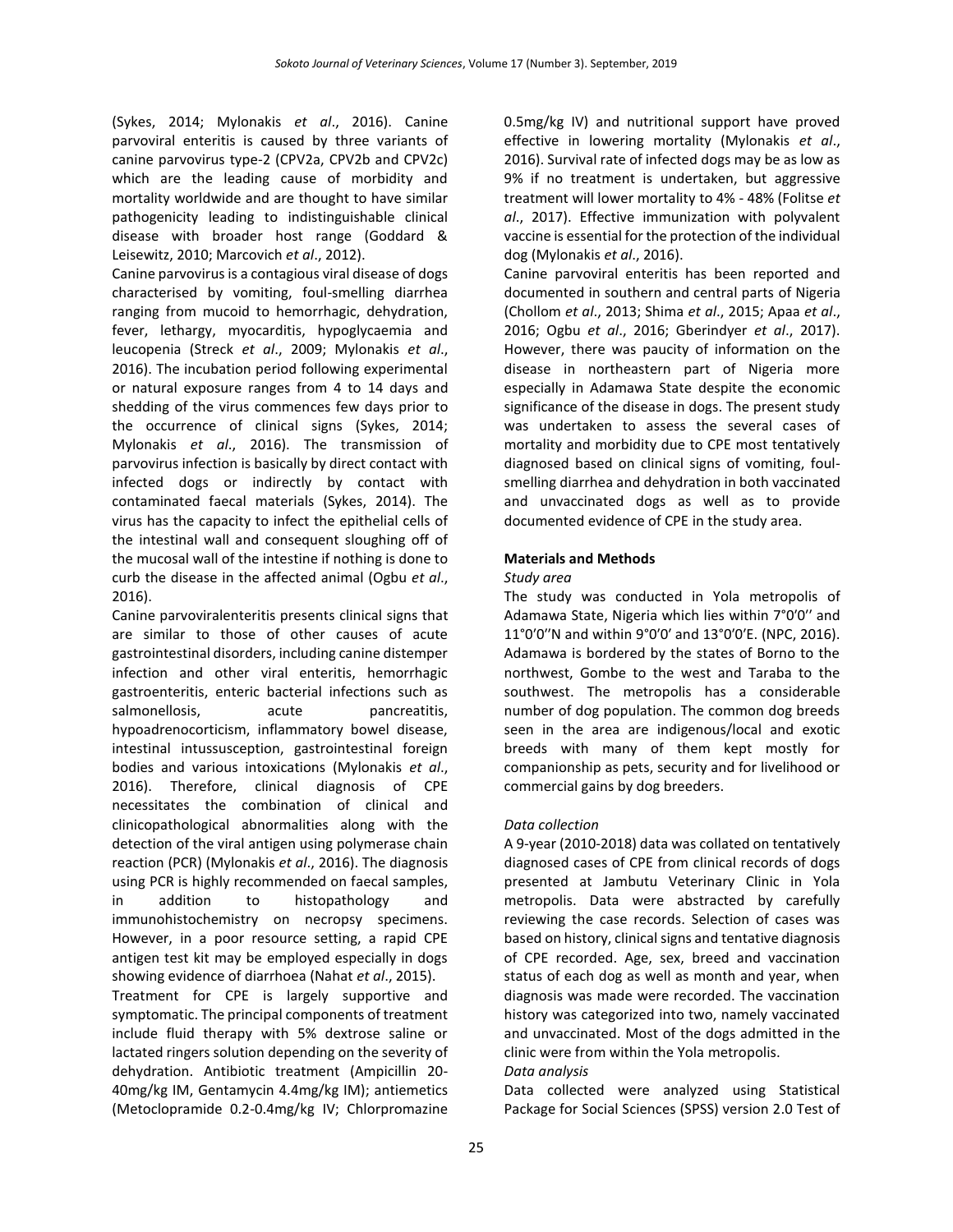(Sykes, 2014; Mylonakis *et al*., 2016). Canine parvoviral enteritis is caused by three variants of canine parvovirus type-2 (CPV2a, CPV2b and CPV2c) which are the leading cause of morbidity and mortality worldwide and are thought to have similar pathogenicity leading to indistinguishable clinical disease with broader host range (Goddard & Leisewitz, 2010; Marcovich *et al*., 2012).

Canine parvovirus is a contagious viral disease of dogs characterised by vomiting, foul-smelling diarrhea ranging from mucoid to hemorrhagic, dehydration, fever, lethargy, myocarditis, hypoglycaemia and leucopenia (Streck *et al*., 2009; Mylonakis *et al*., 2016). The incubation period following experimental or natural exposure ranges from 4 to 14 days and shedding of the virus commences few days prior to the occurrence of clinical signs (Sykes, 2014; Mylonakis *et al*., 2016). The transmission of parvovirus infection is basically by direct contact with infected dogs or indirectly by contact with contaminated faecal materials (Sykes, 2014). The virus has the capacity to infect the epithelial cells of the intestinal wall and consequent sloughing off of the mucosal wall of the intestine if nothing is done to curb the disease in the affected animal (Ogbu *et al*., 2016).

Canine parvoviralenteritis presents clinical signs that are similar to those of other causes of acute gastrointestinal disorders, including canine distemper infection and other viral enteritis, hemorrhagic gastroenteritis, enteric bacterial infections such as salmonellosis, acute pancreatitis, hypoadrenocorticism, inflammatory bowel disease, intestinal intussusception, gastrointestinal foreign bodies and various intoxications (Mylonakis *et al*., 2016). Therefore, clinical diagnosis of CPE necessitates the combination of clinical and clinicopathological abnormalities along with the detection of the viral antigen using polymerase chain reaction (PCR) (Mylonakis *et al*., 2016). The diagnosis using PCR is highly recommended on faecal samples, in addition to histopathology and immunohistochemistry on necropsy specimens. However, in a poor resource setting, a rapid CPE antigen test kit may be employed especially in dogs showing evidence of diarrhoea (Nahat *et al*., 2015).

Treatment for CPE is largely supportive and symptomatic. The principal components of treatment include fluid therapy with 5% dextrose saline or lactated ringers solution depending on the severity of dehydration. Antibiotic treatment (Ampicillin 20-40mg/kg IM, Gentamycin 4.4mg/kg IM); antiemetics (Metoclopramide 0.2-0.4mg/kg IV; Chlorpromazine 0.5mg/kg IV) and nutritional support have proved effective in lowering mortality (Mylonakis *et al*., 2016). Survival rate of infected dogs may be as low as 9% if no treatment is undertaken, but aggressive treatment will lower mortality to 4% - 48% (Folitse *et al*., 2017). Effective immunization with polyvalent vaccine is essential for the protection of the individual dog (Mylonakis *et al*., 2016).

Canine parvoviral enteritis has been reported and documented in southern and central parts of Nigeria (Chollom *et al*., 2013; Shima *et al*., 2015; Apaa *et al*., 2016; Ogbu *et al*., 2016; Gberindyer *et al*., 2017). However, there was paucity of information on the disease in northeastern part of Nigeria more especially in Adamawa State despite the economic significance of the disease in dogs. The present study was undertaken to assess the several cases of mortality and morbidity due to CPE most tentatively diagnosed based on clinical signs of vomiting, foul-smelling diarrhea and dehydration in both vaccinated and unvaccinated dogs as well as to provide documented evidence of CPE in the study area.

## Materials and Methods

### *Study area*

The study was conducted in Yola metropolis of Adamawa State, Nigeria which lies within 7°0'0'' and 11°0'0''N and within 9°0'0' and 13°0'0'E. (NPC, 2016). Adamawa is bordered by the states of Borno to the northwest, Gombe to the west and Taraba to the southwest. The metropolis has a considerable number of dog population. The common dog breeds seen in the area are indigenous/local and exotic breeds with many of them kept mostly for companionship as pets, security and for livelihood or commercial gains by dog breeders.

### *Data collection*

A 9-year (2010-2018) data was collated on tentatively diagnosed cases of CPE from clinical records of dogs presented at Jambutu Veterinary Clinic in Yola metropolis. Data were abstracted by carefully reviewing the case records. Selection of cases was based on history, clinical signs and tentative diagnosis of CPE recorded. Age, sex, breed and vaccination status of each dog as well as month and year, when diagnosis was made were recorded. The vaccination history was categorized into two, namely vaccinated and unvaccinated. Most of the dogs admitted in the clinic were from within the Yola metropolis.

### *Data analysis*

Data collected were analyzed using Statistical Package for Social Sciences (SPSS) version 2.0 Test of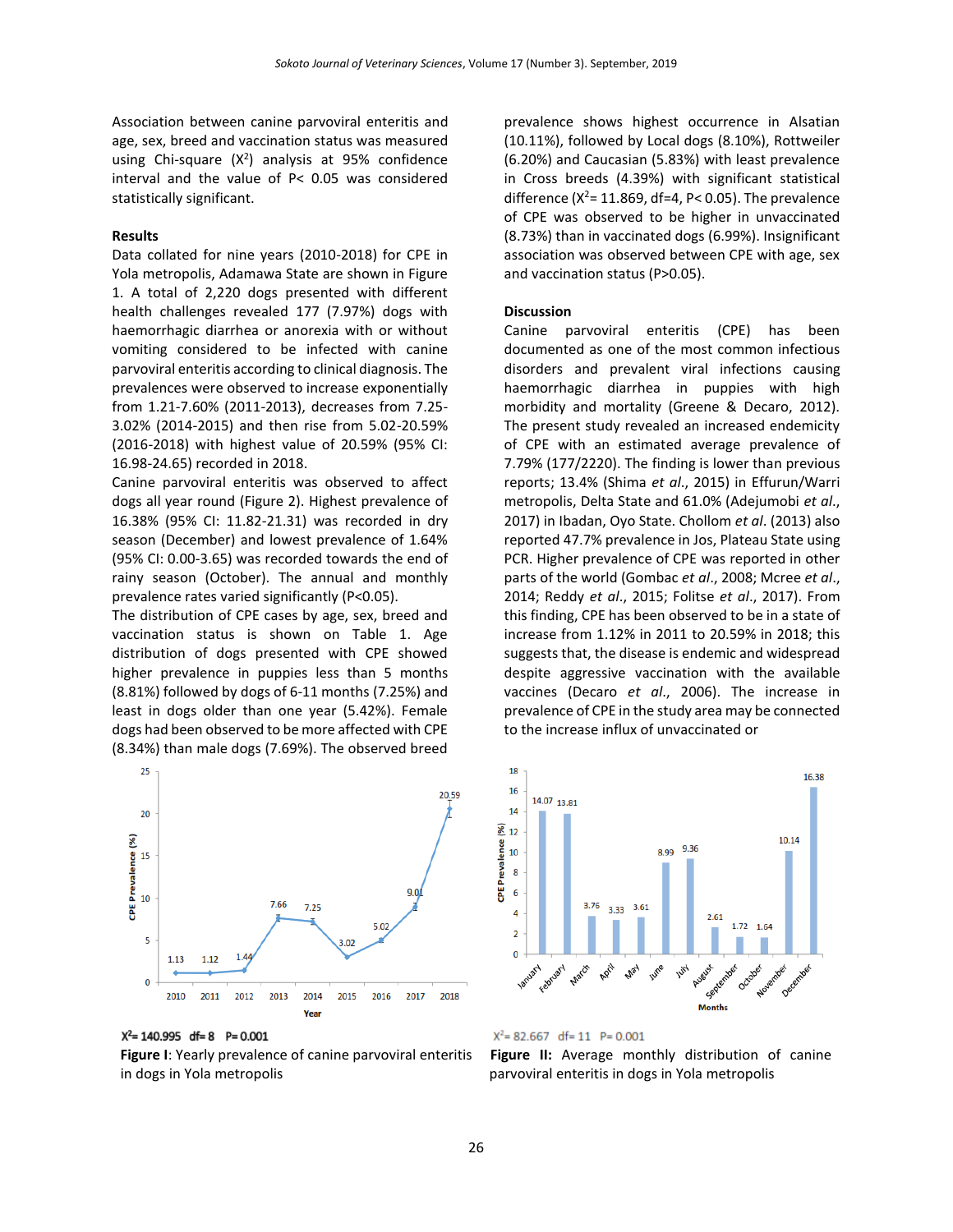Association between canine parvoviral enteritis and age, sex, breed and vaccination status was measured using Chi-square ($X^2$) analysis at 95% confidence interval and the value of $P< 0.05$ was considered statistically significant.

### Results

Data collated for nine years (2010-2018) for CPE in Yola metropolis, Adamawa State are shown in Figure 1. A total of 2,220 dogs presented with different health challenges revealed 177 (7.97%) dogs with haemorrhagic diarrhea or anorexia with or without vomiting considered to be infected with canine parvoviral enteritis according to clinical diagnosis. The prevalences were observed to increase exponentially from 1.21-7.60% (2011-2013), decreases from 7.25-3.02% (2014-2015) and then rise from 5.02-20.59% (2016-2018) with highest value of 20.59% (95% CI: 16.98-24.65) recorded in 2018.

Canine parvoviral enteritis was observed to affect dogs all year round (Figure 2). Highest prevalence of 16.38% (95% CI: 11.82-21.31) was recorded in dry season (December) and lowest prevalence of 1.64% (95% CI: 0.00-3.65) was recorded towards the end of rainy season (October). The annual and monthly prevalence rates varied significantly ($P<0.05$).

The distribution of CPE cases by age, sex, breed and vaccination status is shown on Table 1. Age distribution of dogs presented with CPE showed higher prevalence in puppies less than 5 months (8.81%) followed by dogs of 6-11 months (7.25%) and least in dogs older than one year (5.42%). Female dogs had been observed to be more affected with CPE (8.34%) than male dogs (7.69%). The observed breed prevalence shows highest occurrence in Alsatian (10.11%), followed by Local dogs (8.10%), Rottweiler (6.20%) and Caucasian (5.83%) with least prevalence in Cross breeds (4.39%) with significant statistical difference ($X^2= 11.869$, df=4, $P< 0.05$). The prevalence of CPE was observed to be higher in unvaccinated (8.73%) than in vaccinated dogs (6.99%). Insignificant association was observed between CPE with age, sex and vaccination status ($P>0.05$).

### Discussion

Canine parvoviral enteritis (CPE) has been documented as one of the most common infectious disorders and prevalent viral infections causing haemorrhagic diarrhea in puppies with high morbidity and mortality (Greene & Decaro, 2012). The present study revealed an increased endemicity of CPE with an estimated average prevalence of 7.79% (177/2220). The finding is lower than previous reports; 13.4% (Shima *et al*., 2015) in Effurun/Warri metropolis, Delta State and 61.0% (Adejumobi *et al*., 2017) in Ibadan, Oyo State. Chollom *et al*. (2013) also reported 47.7% prevalence in Jos, Plateau State using PCR. Higher prevalence of CPE was reported in other parts of the world (Gombac *et al*., 2008; Mcree *et al*., 2014; Reddy *et al*., 2015; Folitse *et al*., 2017). From this finding, CPE has been observed to be in a state of increase from 1.12% in 2011 to 20.59% in 2018; this suggests that, the disease is endemic and widespread despite aggressive vaccination with the available vaccines (Decaro *et al*., 2006). The increase in prevalence of CPE in the study area may be connected to the increase influx of unvaccinated or

$X^2= 140.995$ df= 8 P= 0.001

**Figure I**: Yearly prevalence of canine parvoviral enteritis in dogs in Yola metropolis

$X^2= 82.667$ df= 11 P= 0.001

**Figure II:** Average monthly distribution of canine parvoviral enteritis in dogs in Yola metropolis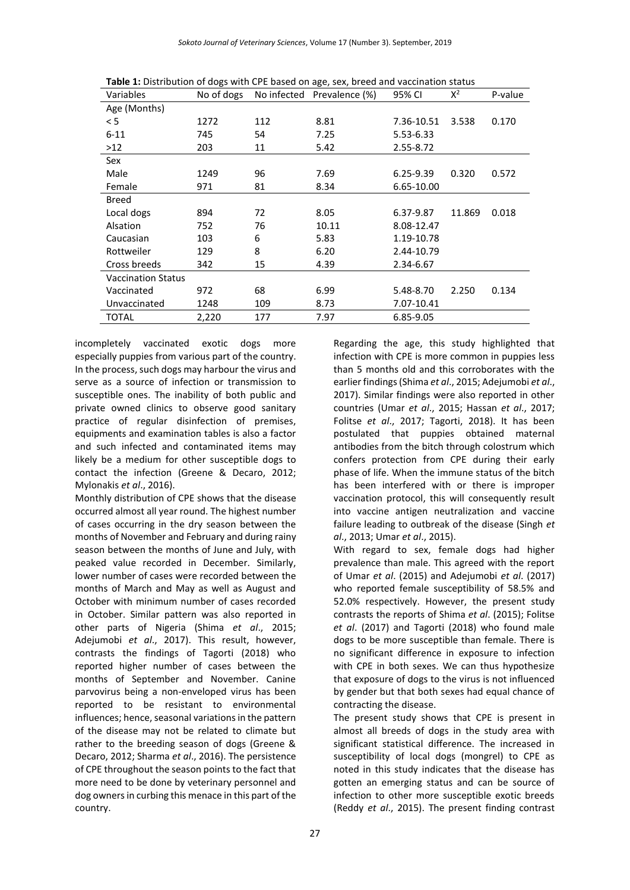**Table 1:** Distribution of dogs with CPE based on age, sex, breed and vaccination status

| Variables | No of dogs | No infected | Prevalence (%) | 95% CI | $X^2$ | P-value |
|---|---|---|---|---|---|---|
| Age (Months) | | | | | | |
| < 5 | 1272 | 112 | 8.81 | 7.36-10.51 | 3.538 | 0.170 |
| 6-11 | 745 | 54 | 7.25 | 5.53-6.33 | | |
| >12 | 203 | 11 | 5.42 | 2.55-8.72 | | |
| Sex | | | | | | |
| Male | 1249 | 96 | 7.69 | 6.25-9.39 | 0.320 | 0.572 |
| Female | 971 | 81 | 8.34 | 6.65-10.00 | | |
| Breed | | | | | | |
| Local dogs | 894 | 72 | 8.05 | 6.37-9.87 | 11.869 | 0.018 |
| Alsation | 752 | 76 | 10.11 | 8.08-12.47 | | |
| Caucasian | 103 | 6 | 5.83 | 1.19-10.78 | | |
| Rottweiler | 129 | 8 | 6.20 | 2.44-10.79 | | |
| Cross breeds | 342 | 15 | 4.39 | 2.34-6.67 | | |
| Vaccination Status | | | | | | |
| Vaccinated | 972 | 68 | 6.99 | 5.48-8.70 | 2.250 | 0.134 |
| Unvaccinated | 1248 | 109 | 8.73 | 7.07-10.41 | | |
| TOTAL | 2,220 | 177 | 7.97 | 6.85-9.05 | | |

incompletely vaccinated exotic dogs more especially puppies from various part of the country. In the process, such dogs may harbour the virus and serve as a source of infection or transmission to susceptible ones. The inability of both public and private owned clinics to observe good sanitary practice of regular disinfection of premises, equipments and examination tables is also a factor and such infected and contaminated items may likely be a medium for other susceptible dogs to contact the infection (Greene & Decaro, 2012; Mylonakis *et al*., 2016).

Monthly distribution of CPE shows that the disease occurred almost all year round. The highest number of cases occurring in the dry season between the months of November and February and during rainy season between the months of June and July, with peaked value recorded in December. Similarly, lower number of cases were recorded between the months of March and May as well as August and October with minimum number of cases recorded in October. Similar pattern was also reported in other parts of Nigeria (Shima *et al*., 2015; Adejumobi *et al*., 2017). This result, however, contrasts the findings of Tagorti (2018) who reported higher number of cases between the months of September and November. Canine parvovirus being a non-enveloped virus has been reported to be resistant to environmental influences; hence, seasonal variations in the pattern of the disease may not be related to climate but rather to the breeding season of dogs (Greene & Decaro, 2012; Sharma *et al*., 2016). The persistence of CPE throughout the season points to the fact that more need to be done by veterinary personnel and dog owners in curbing this menace in this part of the country.

Regarding the age, this study highlighted that infection with CPE is more common in puppies less than 5 months old and this corroborates with the earlier findings (Shima *et al*., 2015; Adejumobi *et al*., 2017). Similar findings were also reported in other countries (Umar *et al*., 2015; Hassan *et al*., 2017; Folitse *et al*., 2017; Tagorti, 2018). It has been postulated that puppies obtained maternal antibodies from the bitch through colostrum which confers protection from CPE during their early phase of life. When the immune status of the bitch has been interfered with or there is improper vaccination protocol, this will consequently result into vaccine antigen neutralization and vaccine failure leading to outbreak of the disease (Singh *et al*., 2013; Umar *et al*., 2015).

With regard to sex, female dogs had higher prevalence than male. This agreed with the report of Umar *et al*. (2015) and Adejumobi *et al*. (2017) who reported female susceptibility of 58.5% and 52.0% respectively. However, the present study contrasts the reports of Shima *et al*. (2015); Folitse *et al*. (2017) and Tagorti (2018) who found male dogs to be more susceptible than female. There is no significant difference in exposure to infection with CPE in both sexes. We can thus hypothesize that exposure of dogs to the virus is not influenced by gender but that both sexes had equal chance of contracting the disease.

The present study shows that CPE is present in almost all breeds of dogs in the study area with significant statistical difference. The increased in susceptibility of local dogs (mongrel) to CPE as noted in this study indicates that the disease has gotten an emerging status and can be source of infection to other more susceptible exotic breeds (Reddy *et al*., 2015). The present finding contrast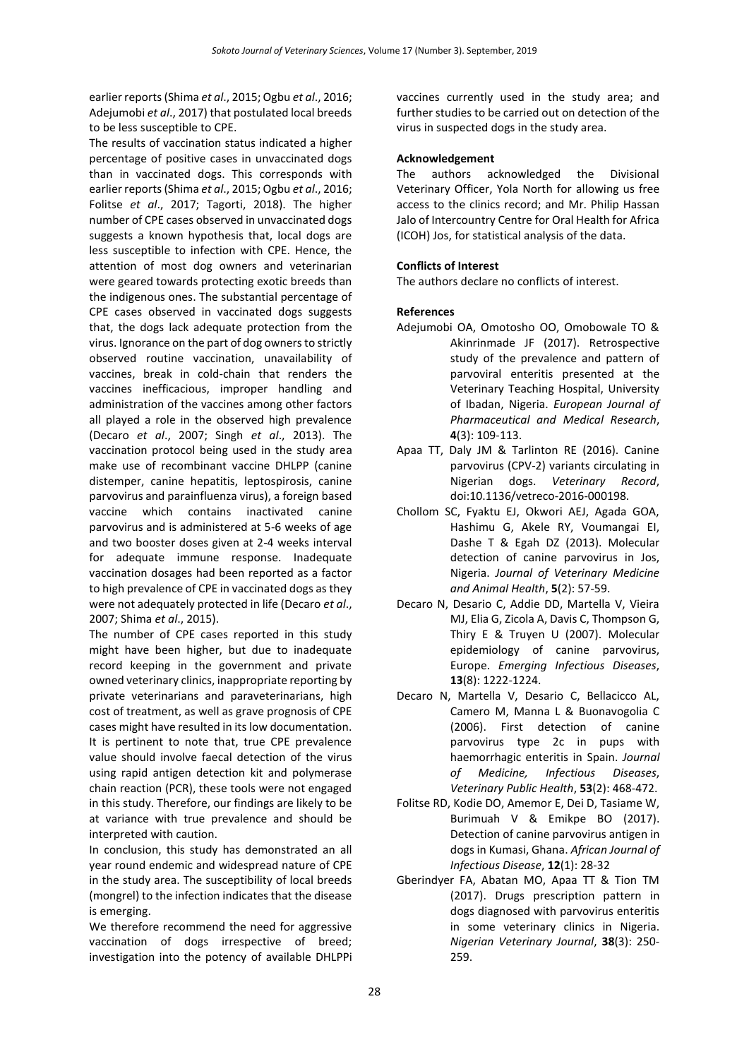earlier reports (Shima *et al*., 2015; Ogbu *et al*., 2016; Adejumobi *et al*., 2017) that postulated local breeds to be less susceptible to CPE.

The results of vaccination status indicated a higher percentage of positive cases in unvaccinated dogs than in vaccinated dogs. This corresponds with earlier reports (Shima *et al*., 2015; Ogbu *et al*., 2016; Folitse *et al*., 2017; Tagorti, 2018). The higher number of CPE cases observed in unvaccinated dogs suggests a known hypothesis that, local dogs are less susceptible to infection with CPE. Hence, the attention of most dog owners and veterinarian were geared towards protecting exotic breeds than the indigenous ones. The substantial percentage of CPE cases observed in vaccinated dogs suggests that, the dogs lack adequate protection from the virus. Ignorance on the part of dog owners to strictly observed routine vaccination, unavailability of vaccines, break in cold-chain that renders the vaccines inefficacious, improper handling and administration of the vaccines among other factors all played a role in the observed high prevalence (Decaro *et al*., 2007; Singh *et al*., 2013). The vaccination protocol being used in the study area make use of recombinant vaccine DHLPP (canine distemper, canine hepatitis, leptospirosis, canine parvovirus and parainfluenza virus), a foreign based vaccine which contains inactivated canine parvovirus and is administered at 5-6 weeks of age and two booster doses given at 2-4 weeks interval for adequate immune response. Inadequate vaccination dosages had been reported as a factor to high prevalence of CPE in vaccinated dogs as they were not adequately protected in life (Decaro *et al*., 2007; Shima *et al*., 2015).

The number of CPE cases reported in this study might have been higher, but due to inadequate record keeping in the government and private owned veterinary clinics, inappropriate reporting by private veterinarians and paraveterinarians, high cost of treatment, as well as grave prognosis of CPE cases might have resulted in its low documentation. It is pertinent to note that, true CPE prevalence value should involve faecal detection of the virus using rapid antigen detection kit and polymerase chain reaction (PCR), these tools were not engaged in this study. Therefore, our findings are likely to be at variance with true prevalence and should be interpreted with caution.

In conclusion, this study has demonstrated an all year round endemic and widespread nature of CPE in the study area. The susceptibility of local breeds (mongrel) to the infection indicates that the disease is emerging.

We therefore recommend the need for aggressive vaccination of dogs irrespective of breed; investigation into the potency of available DHLPPi vaccines currently used in the study area; and further studies to be carried out on detection of the virus in suspected dogs in the study area.

**Acknowledgement**

The authors acknowledged the Divisional Veterinary Officer, Yola North for allowing us free access to the clinics record; and Mr. Philip Hassan Jalo of Intercountry Centre for Oral Health for Africa (ICOH) Jos, for statistical analysis of the data.

**Conflicts of Interest**

The authors declare no conflicts of interest.

**References**

Adejumobi OA, Omotosho OO, Omobowale TO & Akinrinmade JF (2017). Retrospective study of the prevalence and pattern of parvoviral enteritis presented at the Veterinary Teaching Hospital, University of Ibadan, Nigeria. *European Journal of Pharmaceutical and Medical Research*, **4**(3): 109-113.

Apaa TT, Daly JM & Tarlinton RE (2016). Canine parvovirus (CPV-2) variants circulating in Nigerian dogs. *Veterinary Record*, doi:10.1136/vetreco-2016-000198.

Chollom SC, Fyaktu EJ, Okwori AEJ, Agada GOA, Hashimu G, Akele RY, Voumangai EI, Dashe T & Egah DZ (2013). Molecular detection of canine parvovirus in Jos, Nigeria. *Journal of Veterinary Medicine and Animal Health*, **5**(2): 57-59.

Decaro N, Desario C, Addie DD, Martella V, Vieira MJ, Elia G, Zicola A, Davis C, Thompson G, Thiry E & Truyen U (2007). Molecular epidemiology of canine parvovirus, Europe. *Emerging Infectious Diseases*, **13**(8): 1222-1224.

Decaro N, Martella V, Desario C, Bellacicco AL, Camero M, Manna L & Buonavogolia C (2006). First detection of canine parvovirus type 2c in pups with haemorrhagic enteritis in Spain. *Journal of Medicine, Infectious Diseases, Veterinary Public Health*, **53**(2): 468-472.

Folitse RD, Kodie DO, Amemor E, Dei D, Tasiame W, Burimuah V & Emikpe BO (2017). Detection of canine parvovirus antigen in dogs in Kumasi, Ghana. *African Journal of Infectious Disease*, **12**(1): 28-32

Gberindyer FA, Abatan MO, Apaa TT & Tion TM (2017). Drugs prescription pattern in dogs diagnosed with parvovirus enteritis in some veterinary clinics in Nigeria. *Nigerian Veterinary Journal*, **38**(3): 250-259.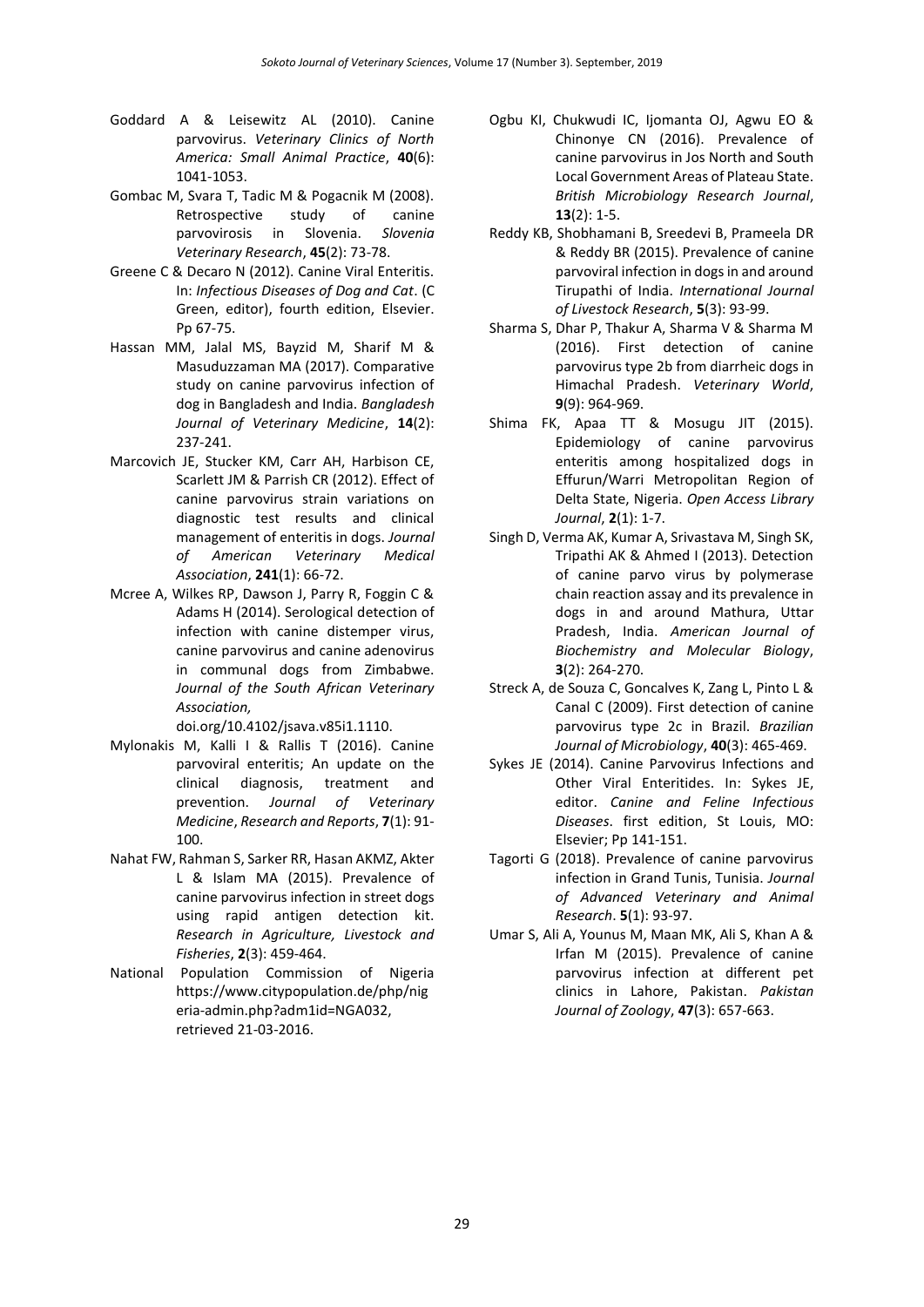Goddard A & Leisewitz AL (2010). Canine parvovirus. *Veterinary Clinics of North America: Small Animal Practice*, **40**(6): 1041-1053.

Gombac M, Svara T, Tadic M & Pogacnik M (2008). Retrospective study of canine parvovirosis in Slovenia. *Slovenia Veterinary Research*, **45**(2): 73-78.

Greene C & Decaro N (2012). Canine Viral Enteritis. In: *Infectious Diseases of Dog and Cat*. (C Green, editor), fourth edition, Elsevier. Pp 67-75.

Hassan MM, Jalal MS, Bayzid M, Sharif M & Masuduzzaman MA (2017). Comparative study on canine parvovirus infection of dog in Bangladesh and India. *Bangladesh Journal of Veterinary Medicine*, **14**(2): 237-241.

Marcovich JE, Stucker KM, Carr AH, Harbison CE, Scarlett JM & Parrish CR (2012). Effect of canine parvovirus strain variations on diagnostic test results and clinical management of enteritis in dogs. *Journal of American Veterinary Medical Association*, **241**(1): 66-72.

Mcree A, Wilkes RP, Dawson J, Parry R, Foggin C & Adams H (2014). Serological detection of infection with canine distemper virus, canine parvovirus and canine adenovirus in communal dogs from Zimbabwe. *Journal of the South African Veterinary Association,* doi.org/10.4102/jsava.v85i1.1110.

Mylonakis M, Kalli I & Rallis T (2016). Canine parvoviral enteritis; An update on the clinical diagnosis, treatment and prevention. *Journal of Veterinary Medicine*, *Research and Reports*, **7**(1): 91-100.

Nahat FW, Rahman S, Sarker RR, Hasan AKMZ, Akter L & Islam MA (2015). Prevalence of canine parvovirus infection in street dogs using rapid antigen detection kit. *Research in Agriculture, Livestock and Fisheries*, **2**(3): 459-464.

National Population Commission of Nigeria https://www.citypopulation.de/php/nigeria-admin.php?adm1id=NGA032, retrieved 21-03-2016.

Ogbu KI, Chukwudi IC, Ijomanta OJ, Agwu EO & Chinonye CN (2016). Prevalence of canine parvovirus in Jos North and South Local Government Areas of Plateau State. *British Microbiology Research Journal*, **13**(2): 1-5.

Reddy KB, Shobhamani B, Sreedevi B, Prameela DR & Reddy BR (2015). Prevalence of canine parvoviral infection in dogs in and around Tirupathi of India. *International Journal of Livestock Research*, **5**(3): 93-99.

Sharma S, Dhar P, Thakur A, Sharma V & Sharma M (2016). First detection of canine parvovirus type 2b from diarrheic dogs in Himachal Pradesh. *Veterinary World*, **9**(9): 964-969.

Shima FK, Apaa TT & Mosugu JIT (2015). Epidemiology of canine parvovirus enteritis among hospitalized dogs in Effurun/Warri Metropolitan Region of Delta State, Nigeria. *Open Access Library Journal*, **2**(1): 1-7.

Singh D, Verma AK, Kumar A, Srivastava M, Singh SK, Tripathi AK & Ahmed I (2013). Detection of canine parvo virus by polymerase chain reaction assay and its prevalence in dogs in and around Mathura, Uttar Pradesh, India. *American Journal of Biochemistry and Molecular Biology*, **3**(2): 264-270.

Streck A, de Souza C, Goncalves K, Zang L, Pinto L & Canal C (2009). First detection of canine parvovirus type 2c in Brazil. *Brazilian Journal of Microbiology*, **40**(3): 465-469.

Sykes JE (2014). Canine Parvovirus Infections and Other Viral Enteritides. In: Sykes JE, editor. *Canine and Feline Infectious Diseases*. first edition, St Louis, MO: Elsevier; Pp 141-151.

Tagorti G (2018). Prevalence of canine parvovirus infection in Grand Tunis, Tunisia. *Journal of Advanced Veterinary and Animal Research*. **5**(1): 93-97.

Umar S, Ali A, Younus M, Maan MK, Ali S, Khan A & Irfan M (2015). Prevalence of canine parvovirus infection at different pet clinics in Lahore, Pakistan. *Pakistan Journal of Zoology*, **47**(3): 657-663.